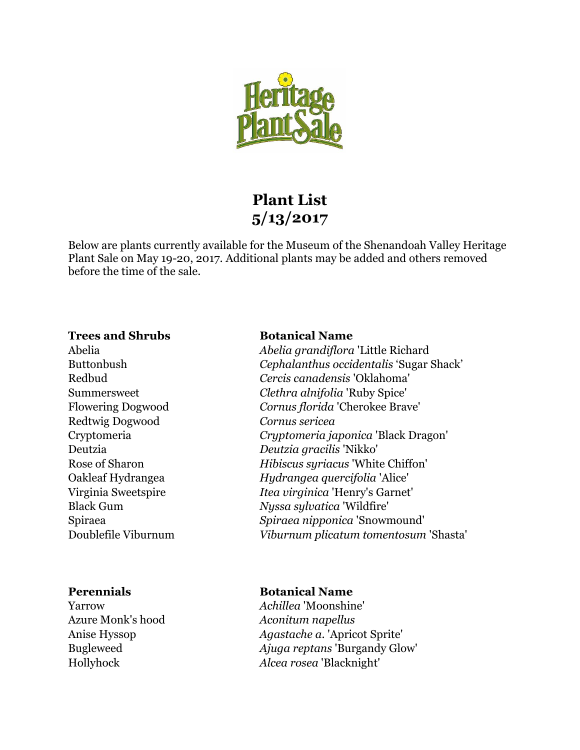Heritage Plant Sale

# Plant List
## 5/13/2017

Below are plants currently available for the Museum of the Shenandoah Valley Heritage Plant Sale on May 19-20, 2017. Additional plants may be added and others removed before the time of the sale.

| **Trees and Shrubs** | **Botanical Name** |
|---|---|
| Abelia | *Abelia grandiflora* 'Little Richard |
| Buttonbush | *Cephalanthus occidentalis* 'Sugar Shack' |
| Redbud | *Cercis canadensis* 'Oklahoma' |
| Summersweet | *Clethra alnifolia* 'Ruby Spice' |
| Flowering Dogwood | *Cornus florida* 'Cherokee Brave' |
| Redtwig Dogwood | *Cornus sericea* |
| Cryptomeria | *Cryptomeria japonica* 'Black Dragon' |
| Deutzia | *Deutzia gracilis* 'Nikko' |
| Rose of Sharon | *Hibiscus syriacus* 'White Chiffon' |
| Oakleaf Hydrangea | *Hydrangea quercifolia* 'Alice' |
| Virginia Sweetspire | *Itea virginica* 'Henry's Garnet' |
| Black Gum | *Nyssa sylvatica* 'Wildfire' |
| Spiraea | *Spiraea nipponica* 'Snowmound' |
| Doublefile Viburnum | *Viburnum plicatum tomentosum* 'Shasta' |

| **Perennials** | **Botanical Name** |
|---|---|
| Yarrow | *Achillea* 'Moonshine' |
| Azure Monk's hood | *Aconitum napellus* |
| Anise Hyssop | *Agastache a.* 'Apricot Sprite' |
| Bugleweed | *Ajuga reptans* 'Burgandy Glow' |
| Hollyhock | *Alcea rosea* 'Blacknight' |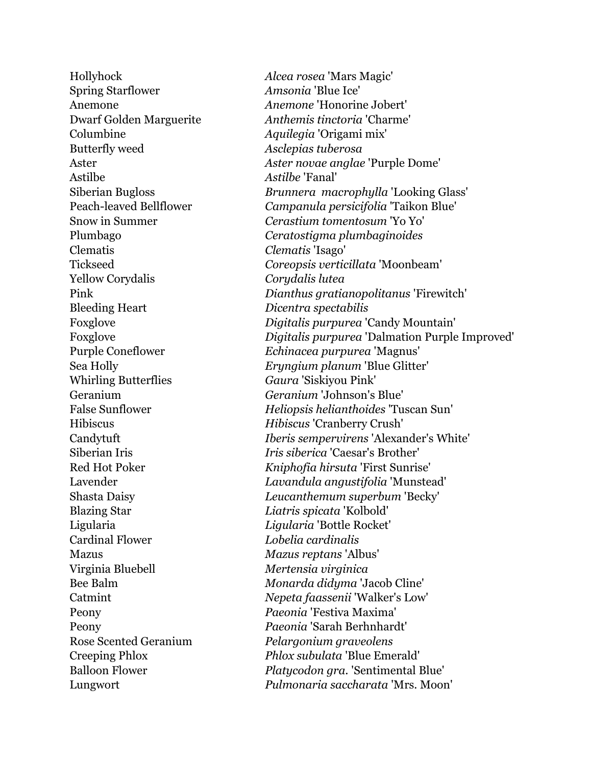| | |
|---|---|
| Hollyhock | *Alcea rosea* 'Mars Magic' |
| Spring Starflower | *Amsonia* 'Blue Ice' |
| Anemone | *Anemone* 'Honorine Jobert' |
| Dwarf Golden Marguerite | *Anthemis tinctoria* 'Charme' |
| Columbine | *Aquilegia* 'Origami mix' |
| Butterfly weed | *Asclepias tuberosa* |
| Aster | *Aster novae anglae* 'Purple Dome' |
| Astilbe | *Astilbe* 'Fanal' |
| Siberian Bugloss | *Brunnera macrophylla* 'Looking Glass' |
| Peach-leaved Bellflower | *Campanula persicifolia* 'Taikon Blue' |
| Snow in Summer | *Cerastium tomentosum* 'Yo Yo' |
| Plumbago | *Ceratostigma plumbaginoides* |
| Clematis | *Clematis* 'Isago' |
| Tickseed | *Coreopsis verticillata* 'Moonbeam' |
| Yellow Corydalis | *Corydalis lutea* |
| Pink | *Dianthus gratianopolitanus* 'Firewitch' |
| Bleeding Heart | *Dicentra spectabilis* |
| Foxglove | *Digitalis purpurea* 'Candy Mountain' |
| Foxglove | *Digitalis purpurea* 'Dalmation Purple Improved' |
| Purple Coneflower | *Echinacea purpurea* 'Magnus' |
| Sea Holly | *Eryngium planum* 'Blue Glitter' |
| Whirling Butterflies | *Gaura* 'Siskiyou Pink' |
| Geranium | *Geranium* 'Johnson's Blue' |
| False Sunflower | *Heliopsis helianthoides* 'Tuscan Sun' |
| Hibiscus | *Hibiscus* 'Cranberry Crush' |
| Candytuft | *Iberis sempervirens* 'Alexander's White' |
| Siberian Iris | *Iris siberica* 'Caesar's Brother' |
| Red Hot Poker | *Kniphofia hirsuta* 'First Sunrise' |
| Lavender | *Lavandula angustifolia* 'Munstead' |
| Shasta Daisy | *Leucanthemum superbum* 'Becky' |
| Blazing Star | *Liatris spicata* 'Kolbold' |
| Ligularia | *Ligularia* 'Bottle Rocket' |
| Cardinal Flower | *Lobelia cardinalis* |
| Mazus | *Mazus reptans* 'Albus' |
| Virginia Bluebell | *Mertensia virginica* |
| Bee Balm | *Monarda didyma* 'Jacob Cline' |
| Catmint | *Nepeta faassenii* 'Walker's Low' |
| Peony | *Paeonia* 'Festiva Maxima' |
| Peony | *Paeonia* 'Sarah Berhnhardt' |
| Rose Scented Geranium | *Pelargonium graveolens* |
| Creeping Phlox | *Phlox subulata* 'Blue Emerald' |
| Balloon Flower | *Platycodon gra.* 'Sentimental Blue' |
| Lungwort | *Pulmonaria saccharata* 'Mrs. Moon' |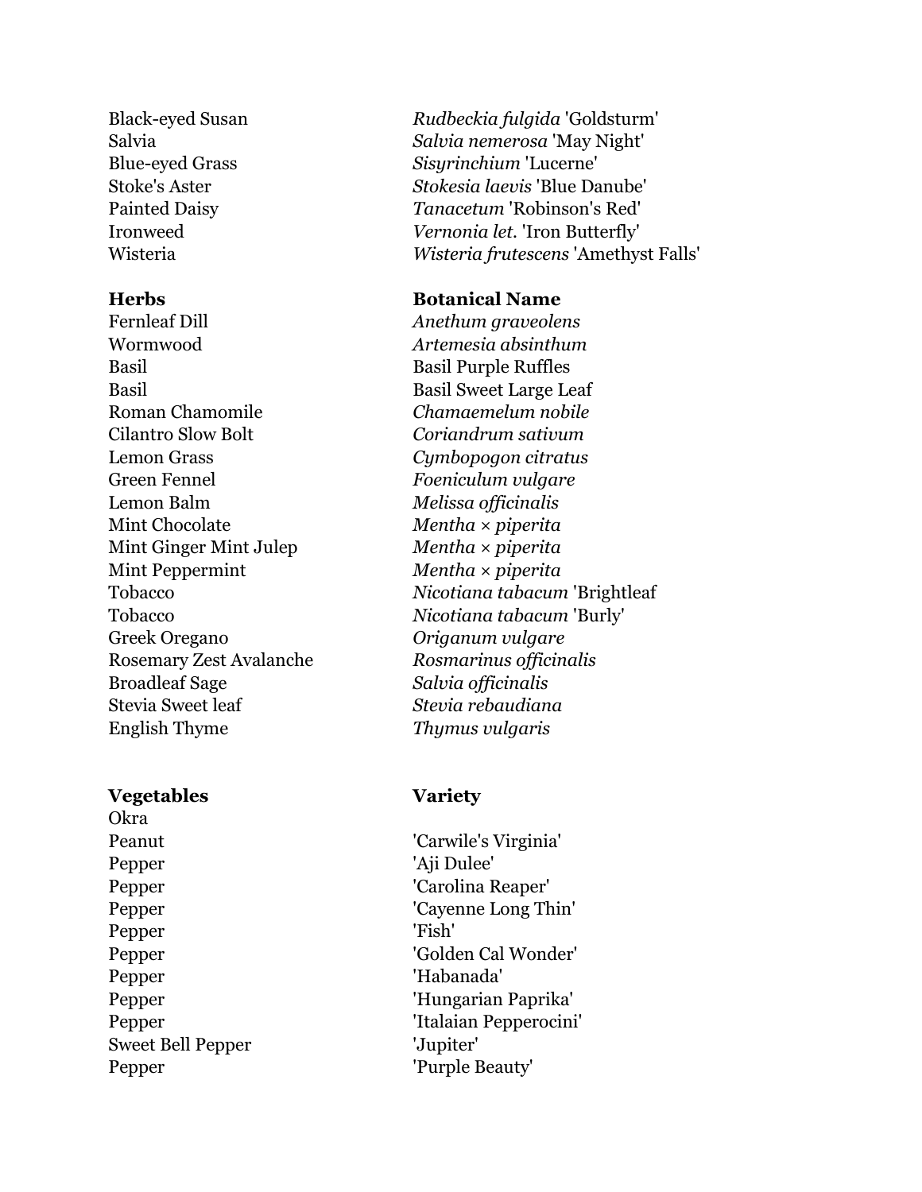| | |
|---|---|
| Black-eyed Susan | *Rudbeckia fulgida* 'Goldsturm' |
| Salvia | *Salvia nemerosa* 'May Night' |
| Blue-eyed Grass | *Sisyrinchium* 'Lucerne' |
| Stoke's Aster | *Stokesia laevis* 'Blue Danube' |
| Painted Daisy | *Tanacetum* 'Robinson's Red' |
| Ironweed | *Vernonia let.* 'Iron Butterfly' |
| Wisteria | *Wisteria frutescens* 'Amethyst Falls' |

| **Herbs** | **Botanical Name** |
|---|---|
| Fernleaf Dill | *Anethum graveolens* |
| Wormwood | *Artemesia absinthum* |
| Basil | Basil Purple Ruffles |
| Basil | Basil Sweet Large Leaf |
| Roman Chamomile | *Chamaemelum nobile* |
| Cilantro Slow Bolt | *Coriandrum sativum* |
| Lemon Grass | *Cymbopogon citratus* |
| Green Fennel | *Foeniculum vulgare* |
| Lemon Balm | *Melissa officinalis* |
| Mint Chocolate | *Mentha × piperita* |
| Mint Ginger Mint Julep | *Mentha × piperita* |
| Mint Peppermint | *Mentha × piperita* |
| Tobacco | *Nicotiana tabacum* 'Brightleaf |
| Tobacco | *Nicotiana tabacum* 'Burly' |
| Greek Oregano | *Origanum vulgare* |
| Rosemary Zest Avalanche | *Rosmarinus officinalis* |
| Broadleaf Sage | *Salvia officinalis* |
| Stevia Sweet leaf | *Stevia rebaudiana* |
| English Thyme | *Thymus vulgaris* |

| **Vegetables** | **Variety** |
|---|---|
| Okra | |
| Peanut | 'Carwile's Virginia' |
| Pepper | 'Aji Dulee' |
| Pepper | 'Carolina Reaper' |
| Pepper | 'Cayenne Long Thin' |
| Pepper | 'Fish' |
| Pepper | 'Golden Cal Wonder' |
| Pepper | 'Habanada' |
| Pepper | 'Hungarian Paprika' |
| Pepper | 'Italaian Pepperocini' |
| Sweet Bell Pepper | 'Jupiter' |
| Pepper | 'Purple Beauty' |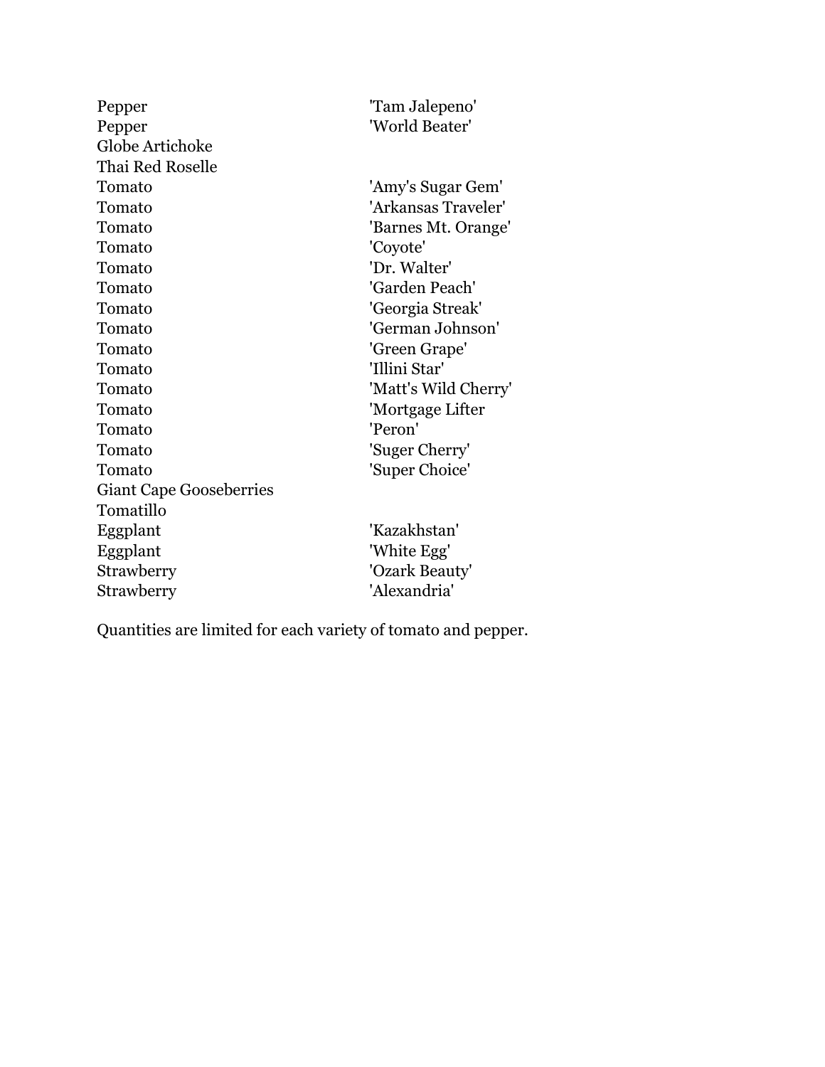| | |
|---|---|
| Pepper | 'Tam Jalepeno' |
| Pepper | 'World Beater' |
| Globe Artichoke | |
| Thai Red Roselle | |
| Tomato | 'Amy's Sugar Gem' |
| Tomato | 'Arkansas Traveler' |
| Tomato | 'Barnes Mt. Orange' |
| Tomato | 'Coyote' |
| Tomato | 'Dr. Walter' |
| Tomato | 'Garden Peach' |
| Tomato | 'Georgia Streak' |
| Tomato | 'German Johnson' |
| Tomato | 'Green Grape' |
| Tomato | 'Illini Star' |
| Tomato | 'Matt's Wild Cherry' |
| Tomato | 'Mortgage Lifter |
| Tomato | 'Peron' |
| Tomato | 'Suger Cherry' |
| Tomato | 'Super Choice' |
| Giant Cape Gooseberries | |
| Tomatillo | |
| Eggplant | 'Kazakhstan' |
| Eggplant | 'White Egg' |
| Strawberry | 'Ozark Beauty' |
| Strawberry | 'Alexandria' |

Quantities are limited for each variety of tomato and pepper.